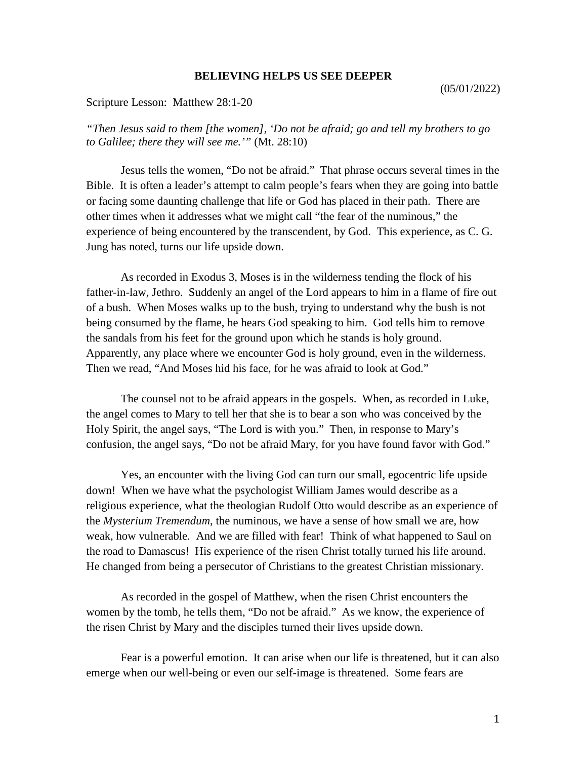# BELIEVING HELPS US SEE DEEPER

(05/01/2022)

Scripture Lesson: Matthew 28:1-20

*"Then Jesus said to them [the women], 'Do not be afraid; go and tell my brothers to go to Galilee; there they will see me.'"* (Mt. 28:10)

Jesus tells the women, "Do not be afraid." That phrase occurs several times in the Bible. It is often a leader's attempt to calm people's fears when they are going into battle or facing some daunting challenge that life or God has placed in their path. There are other times when it addresses what we might call "the fear of the numinous," the experience of being encountered by the transcendent, by God. This experience, as C. G. Jung has noted, turns our life upside down.

As recorded in Exodus 3, Moses is in the wilderness tending the flock of his father-in-law, Jethro. Suddenly an angel of the Lord appears to him in a flame of fire out of a bush. When Moses walks up to the bush, trying to understand why the bush is not being consumed by the flame, he hears God speaking to him. God tells him to remove the sandals from his feet for the ground upon which he stands is holy ground. Apparently, any place where we encounter God is holy ground, even in the wilderness. Then we read, "And Moses hid his face, for he was afraid to look at God."

The counsel not to be afraid appears in the gospels. When, as recorded in Luke, the angel comes to Mary to tell her that she is to bear a son who was conceived by the Holy Spirit, the angel says, "The Lord is with you." Then, in response to Mary's confusion, the angel says, "Do not be afraid Mary, for you have found favor with God."

Yes, an encounter with the living God can turn our small, egocentric life upside down! When we have what the psychologist William James would describe as a religious experience, what the theologian Rudolf Otto would describe as an experience of the *Mysterium Tremendum*, the numinous, we have a sense of how small we are, how weak, how vulnerable. And we are filled with fear! Think of what happened to Saul on the road to Damascus! His experience of the risen Christ totally turned his life around. He changed from being a persecutor of Christians to the greatest Christian missionary.

As recorded in the gospel of Matthew, when the risen Christ encounters the women by the tomb, he tells them, "Do not be afraid." As we know, the experience of the risen Christ by Mary and the disciples turned their lives upside down.

Fear is a powerful emotion. It can arise when our life is threatened, but it can also emerge when our well-being or even our self-image is threatened. Some fears are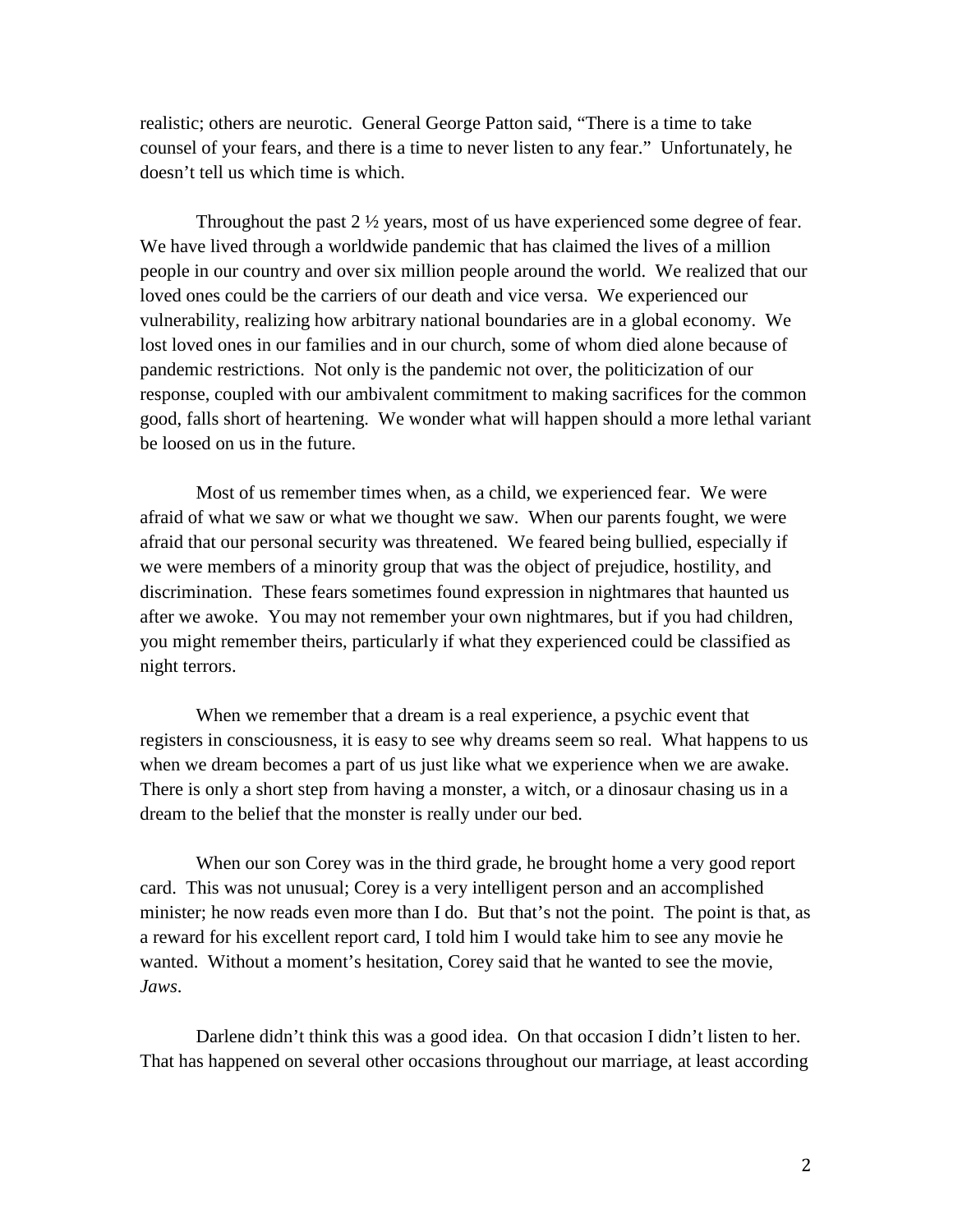realistic; others are neurotic. General George Patton said, “There is a time to take counsel of your fears, and there is a time to never listen to any fear.” Unfortunately, he doesn’t tell us which time is which.

Throughout the past 2 ½ years, most of us have experienced some degree of fear. We have lived through a worldwide pandemic that has claimed the lives of a million people in our country and over six million people around the world. We realized that our loved ones could be the carriers of our death and vice versa. We experienced our vulnerability, realizing how arbitrary national boundaries are in a global economy. We lost loved ones in our families and in our church, some of whom died alone because of pandemic restrictions. Not only is the pandemic not over, the politicization of our response, coupled with our ambivalent commitment to making sacrifices for the common good, falls short of heartening. We wonder what will happen should a more lethal variant be loosed on us in the future.

Most of us remember times when, as a child, we experienced fear. We were afraid of what we saw or what we thought we saw. When our parents fought, we were afraid that our personal security was threatened. We feared being bullied, especially if we were members of a minority group that was the object of prejudice, hostility, and discrimination. These fears sometimes found expression in nightmares that haunted us after we awoke. You may not remember your own nightmares, but if you had children, you might remember theirs, particularly if what they experienced could be classified as night terrors.

When we remember that a dream is a real experience, a psychic event that registers in consciousness, it is easy to see why dreams seem so real. What happens to us when we dream becomes a part of us just like what we experience when we are awake. There is only a short step from having a monster, a witch, or a dinosaur chasing us in a dream to the belief that the monster is really under our bed.

When our son Corey was in the third grade, he brought home a very good report card. This was not unusual; Corey is a very intelligent person and an accomplished minister; he now reads even more than I do. But that’s not the point. The point is that, as a reward for his excellent report card, I told him I would take him to see any movie he wanted. Without a moment’s hesitation, Corey said that he wanted to see the movie, *Jaws*.

Darlene didn’t think this was a good idea. On that occasion I didn’t listen to her. That has happened on several other occasions throughout our marriage, at least according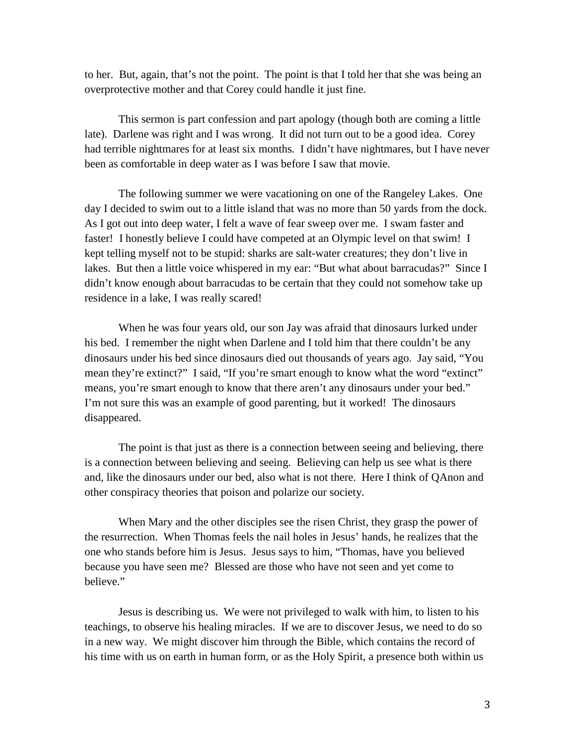to her. But, again, that's not the point. The point is that I told her that she was being an overprotective mother and that Corey could handle it just fine.

This sermon is part confession and part apology (though both are coming a little late). Darlene was right and I was wrong. It did not turn out to be a good idea. Corey had terrible nightmares for at least six months. I didn't have nightmares, but I have never been as comfortable in deep water as I was before I saw that movie.

The following summer we were vacationing on one of the Rangeley Lakes. One day I decided to swim out to a little island that was no more than 50 yards from the dock. As I got out into deep water, I felt a wave of fear sweep over me. I swam faster and faster! I honestly believe I could have competed at an Olympic level on that swim! I kept telling myself not to be stupid: sharks are salt-water creatures; they don't live in lakes. But then a little voice whispered in my ear: "But what about barracudas?" Since I didn't know enough about barracudas to be certain that they could not somehow take up residence in a lake, I was really scared!

When he was four years old, our son Jay was afraid that dinosaurs lurked under his bed. I remember the night when Darlene and I told him that there couldn't be any dinosaurs under his bed since dinosaurs died out thousands of years ago. Jay said, "You mean they're extinct?" I said, "If you're smart enough to know what the word "extinct" means, you're smart enough to know that there aren't any dinosaurs under your bed." I'm not sure this was an example of good parenting, but it worked! The dinosaurs disappeared.

The point is that just as there is a connection between seeing and believing, there is a connection between believing and seeing. Believing can help us see what is there and, like the dinosaurs under our bed, also what is not there. Here I think of QAnon and other conspiracy theories that poison and polarize our society.

When Mary and the other disciples see the risen Christ, they grasp the power of the resurrection. When Thomas feels the nail holes in Jesus' hands, he realizes that the one who stands before him is Jesus. Jesus says to him, "Thomas, have you believed because you have seen me? Blessed are those who have not seen and yet come to believe."

Jesus is describing us. We were not privileged to walk with him, to listen to his teachings, to observe his healing miracles. If we are to discover Jesus, we need to do so in a new way. We might discover him through the Bible, which contains the record of his time with us on earth in human form, or as the Holy Spirit, a presence both within us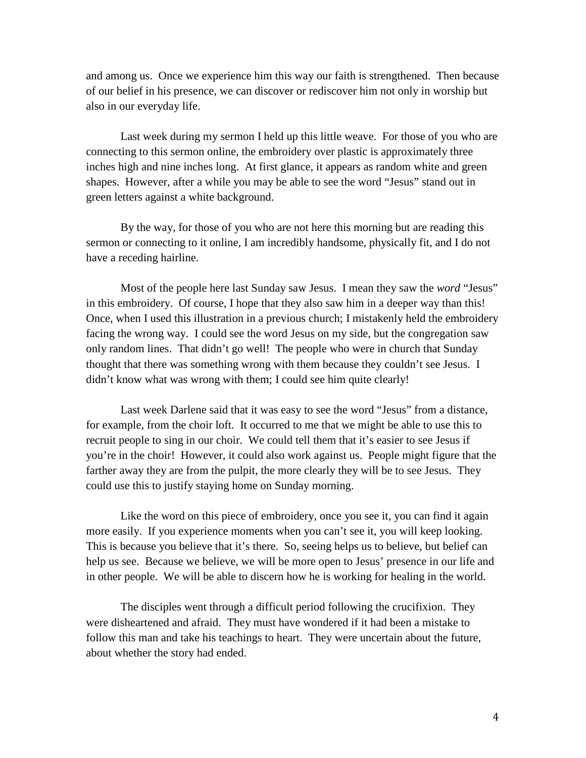and among us. Once we experience him this way our faith is strengthened. Then because of our belief in his presence, we can discover or rediscover him not only in worship but also in our everyday life.

Last week during my sermon I held up this little weave. For those of you who are connecting to this sermon online, the embroidery over plastic is approximately three inches high and nine inches long. At first glance, it appears as random white and green shapes. However, after a while you may be able to see the word "Jesus" stand out in green letters against a white background.

By the way, for those of you who are not here this morning but are reading this sermon or connecting to it online, I am incredibly handsome, physically fit, and I do not have a receding hairline.

Most of the people here last Sunday saw Jesus. I mean they saw the *word* "Jesus" in this embroidery. Of course, I hope that they also saw him in a deeper way than this! Once, when I used this illustration in a previous church; I mistakenly held the embroidery facing the wrong way. I could see the word Jesus on my side, but the congregation saw only random lines. That didn't go well! The people who were in church that Sunday thought that there was something wrong with them because they couldn't see Jesus. I didn't know what was wrong with them; I could see him quite clearly!

Last week Darlene said that it was easy to see the word "Jesus" from a distance, for example, from the choir loft. It occurred to me that we might be able to use this to recruit people to sing in our choir. We could tell them that it's easier to see Jesus if you're in the choir! However, it could also work against us. People might figure that the farther away they are from the pulpit, the more clearly they will be to see Jesus. They could use this to justify staying home on Sunday morning.

Like the word on this piece of embroidery, once you see it, you can find it again more easily. If you experience moments when you can't see it, you will keep looking. This is because you believe that it's there. So, seeing helps us to believe, but belief can help us see. Because we believe, we will be more open to Jesus' presence in our life and in other people. We will be able to discern how he is working for healing in the world.

The disciples went through a difficult period following the crucifixion. They were disheartened and afraid. They must have wondered if it had been a mistake to follow this man and take his teachings to heart. They were uncertain about the future, about whether the story had ended.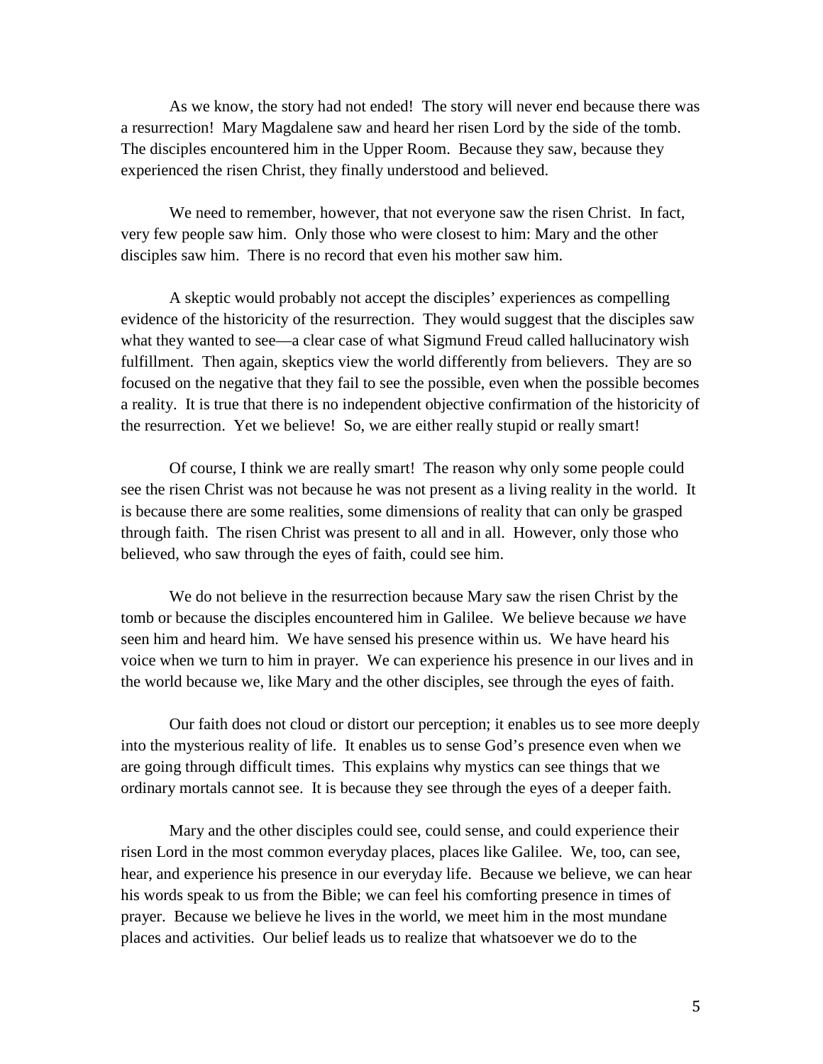As we know, the story had not ended! The story will never end because there was a resurrection! Mary Magdalene saw and heard her risen Lord by the side of the tomb. The disciples encountered him in the Upper Room. Because they saw, because they experienced the risen Christ, they finally understood and believed.

We need to remember, however, that not everyone saw the risen Christ. In fact, very few people saw him. Only those who were closest to him: Mary and the other disciples saw him. There is no record that even his mother saw him.

A skeptic would probably not accept the disciples' experiences as compelling evidence of the historicity of the resurrection. They would suggest that the disciples saw what they wanted to see—a clear case of what Sigmund Freud called hallucinatory wish fulfillment. Then again, skeptics view the world differently from believers. They are so focused on the negative that they fail to see the possible, even when the possible becomes a reality. It is true that there is no independent objective confirmation of the historicity of the resurrection. Yet we believe! So, we are either really stupid or really smart!

Of course, I think we are really smart! The reason why only some people could see the risen Christ was not because he was not present as a living reality in the world. It is because there are some realities, some dimensions of reality that can only be grasped through faith. The risen Christ was present to all and in all. However, only those who believed, who saw through the eyes of faith, could see him.

We do not believe in the resurrection because Mary saw the risen Christ by the tomb or because the disciples encountered him in Galilee. We believe because *we* have seen him and heard him. We have sensed his presence within us. We have heard his voice when we turn to him in prayer. We can experience his presence in our lives and in the world because we, like Mary and the other disciples, see through the eyes of faith.

Our faith does not cloud or distort our perception; it enables us to see more deeply into the mysterious reality of life. It enables us to sense God's presence even when we are going through difficult times. This explains why mystics can see things that we ordinary mortals cannot see. It is because they see through the eyes of a deeper faith.

Mary and the other disciples could see, could sense, and could experience their risen Lord in the most common everyday places, places like Galilee. We, too, can see, hear, and experience his presence in our everyday life. Because we believe, we can hear his words speak to us from the Bible; we can feel his comforting presence in times of prayer. Because we believe he lives in the world, we meet him in the most mundane places and activities. Our belief leads us to realize that whatsoever we do to the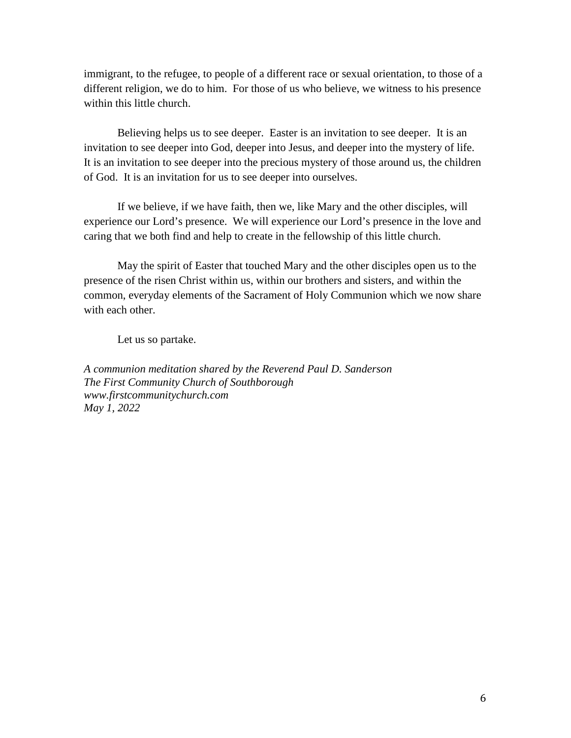immigrant, to the refugee, to people of a different race or sexual orientation, to those of a different religion, we do to him. For those of us who believe, we witness to his presence within this little church.

Believing helps us to see deeper. Easter is an invitation to see deeper. It is an invitation to see deeper into God, deeper into Jesus, and deeper into the mystery of life. It is an invitation to see deeper into the precious mystery of those around us, the children of God. It is an invitation for us to see deeper into ourselves.

If we believe, if we have faith, then we, like Mary and the other disciples, will experience our Lord's presence. We will experience our Lord's presence in the love and caring that we both find and help to create in the fellowship of this little church.

May the spirit of Easter that touched Mary and the other disciples open us to the presence of the risen Christ within us, within our brothers and sisters, and within the common, everyday elements of the Sacrament of Holy Communion which we now share with each other.

Let us so partake.

*A communion meditation shared by the Reverend Paul D. Sanderson*
*The First Community Church of Southborough*
*www.firstcommunitychurch.com*
*May 1, 2022*